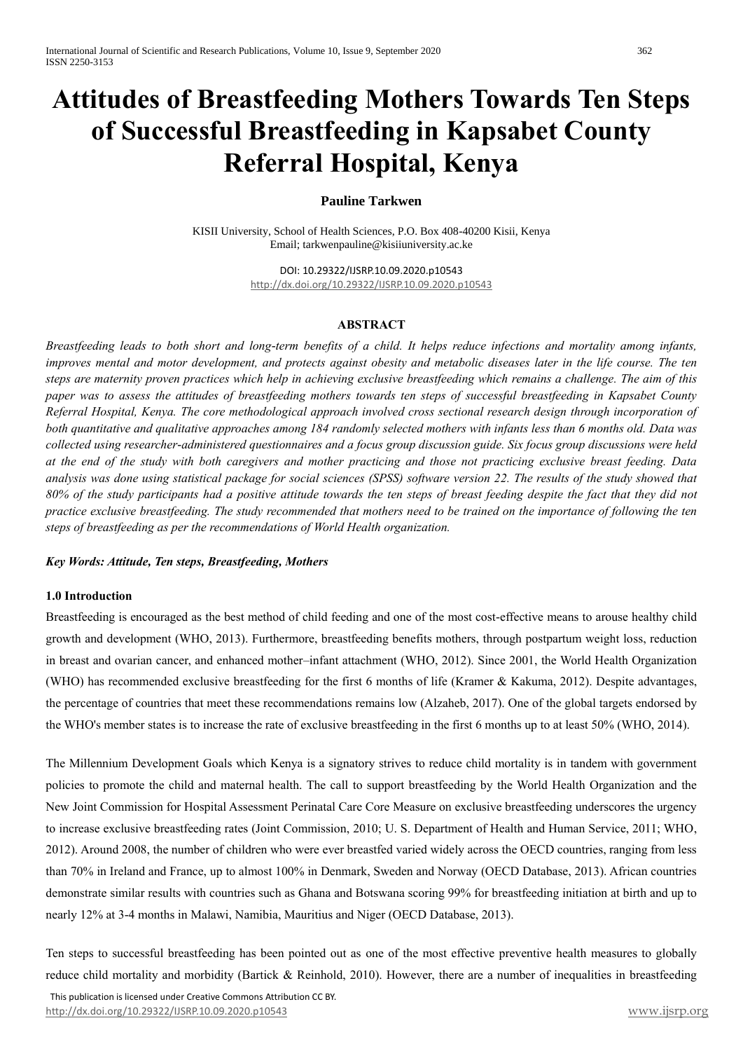# Attitudes of Breastfeeding Mothers Towards Ten Steps of Successful Breastfeeding in Kapsabet County Referral Hospital, Kenya

**Pauline Tarkwen**

KISII University, School of Health Sciences, P.O. Box 408-40200 Kisii, Kenya
Email; tarkwenpauline@kisiiuniversity.ac.ke

DOI: 10.29322/IJSRP.10.09.2020.p10543
http://dx.doi.org/10.29322/IJSRP.10.09.2020.p10543

## ABSTRACT

*Breastfeeding leads to both short and long-term benefits of a child. It helps reduce infections and mortality among infants, improves mental and motor development, and protects against obesity and metabolic diseases later in the life course. The ten steps are maternity proven practices which help in achieving exclusive breastfeeding which remains a challenge. The aim of this paper was to assess the attitudes of breastfeeding mothers towards ten steps of successful breastfeeding in Kapsabet County Referral Hospital, Kenya. The core methodological approach involved cross sectional research design through incorporation of both quantitative and qualitative approaches among 184 randomly selected mothers with infants less than 6 months old. Data was collected using researcher-administered questionnaires and a focus group discussion guide. Six focus group discussions were held at the end of the study with both caregivers and mother practicing and those not practicing exclusive breast feeding. Data analysis was done using statistical package for social sciences (SPSS) software version 22. The results of the study showed that 80% of the study participants had a positive attitude towards the ten steps of breast feeding despite the fact that they did not practice exclusive breastfeeding. The study recommended that mothers need to be trained on the importance of following the ten steps of breastfeeding as per the recommendations of World Health organization.*

***Key Words: Attitude, Ten steps, Breastfeeding, Mothers***

## 1.0 Introduction

Breastfeeding is encouraged as the best method of child feeding and one of the most cost-effective means to arouse healthy child growth and development (WHO, 2013). Furthermore, breastfeeding benefits mothers, through postpartum weight loss, reduction in breast and ovarian cancer, and enhanced mother–infant attachment (WHO, 2012). Since 2001, the World Health Organization (WHO) has recommended exclusive breastfeeding for the first 6 months of life (Kramer & Kakuma, 2012). Despite advantages, the percentage of countries that meet these recommendations remains low (Alzaheb, 2017). One of the global targets endorsed by the WHO's member states is to increase the rate of exclusive breastfeeding in the first 6 months up to at least 50% (WHO, 2014).

The Millennium Development Goals which Kenya is a signatory strives to reduce child mortality is in tandem with government policies to promote the child and maternal health. The call to support breastfeeding by the World Health Organization and the New Joint Commission for Hospital Assessment Perinatal Care Core Measure on exclusive breastfeeding underscores the urgency to increase exclusive breastfeeding rates (Joint Commission, 2010; U. S. Department of Health and Human Service, 2011; WHO, 2012). Around 2008, the number of children who were ever breastfed varied widely across the OECD countries, ranging from less than 70% in Ireland and France, up to almost 100% in Denmark, Sweden and Norway (OECD Database, 2013). African countries demonstrate similar results with countries such as Ghana and Botswana scoring 99% for breastfeeding initiation at birth and up to nearly 12% at 3-4 months in Malawi, Namibia, Mauritius and Niger (OECD Database, 2013).

Ten steps to successful breastfeeding has been pointed out as one of the most effective preventive health measures to globally reduce child mortality and morbidity (Bartick & Reinhold, 2010). However, there are a number of inequalities in breastfeeding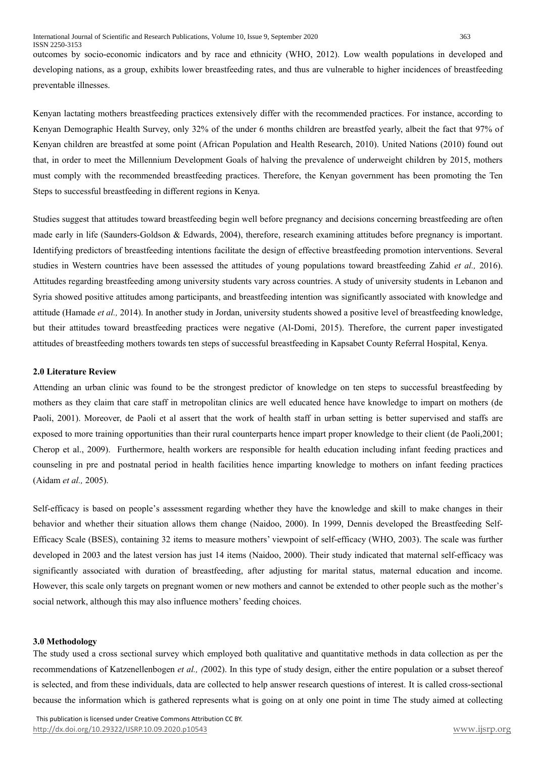outcomes by socio-economic indicators and by race and ethnicity (WHO, 2012). Low wealth populations in developed and developing nations, as a group, exhibits lower breastfeeding rates, and thus are vulnerable to higher incidences of breastfeeding preventable illnesses.

Kenyan lactating mothers breastfeeding practices extensively differ with the recommended practices. For instance, according to Kenyan Demographic Health Survey, only 32% of the under 6 months children are breastfed yearly, albeit the fact that 97% of Kenyan children are breastfed at some point (African Population and Health Research, 2010). United Nations (2010) found out that, in order to meet the Millennium Development Goals of halving the prevalence of underweight children by 2015, mothers must comply with the recommended breastfeeding practices. Therefore, the Kenyan government has been promoting the Ten Steps to successful breastfeeding in different regions in Kenya.

Studies suggest that attitudes toward breastfeeding begin well before pregnancy and decisions concerning breastfeeding are often made early in life (Saunders-Goldson & Edwards, 2004), therefore, research examining attitudes before pregnancy is important. Identifying predictors of breastfeeding intentions facilitate the design of effective breastfeeding promotion interventions. Several studies in Western countries have been assessed the attitudes of young populations toward breastfeeding Zahid *et al.,* 2016). Attitudes regarding breastfeeding among university students vary across countries. A study of university students in Lebanon and Syria showed positive attitudes among participants, and breastfeeding intention was significantly associated with knowledge and attitude (Hamade *et al.,* 2014). In another study in Jordan, university students showed a positive level of breastfeeding knowledge, but their attitudes toward breastfeeding practices were negative (Al-Domi, 2015). Therefore, the current paper investigated attitudes of breastfeeding mothers towards ten steps of successful breastfeeding in Kapsabet County Referral Hospital, Kenya.

## 2.0 Literature Review

Attending an urban clinic was found to be the strongest predictor of knowledge on ten steps to successful breastfeeding by mothers as they claim that care staff in metropolitan clinics are well educated hence have knowledge to impart on mothers (de Paoli, 2001). Moreover, de Paoli et al assert that the work of health staff in urban setting is better supervised and staffs are exposed to more training opportunities than their rural counterparts hence impart proper knowledge to their client (de Paoli,2001; Cherop et al., 2009). Furthermore, health workers are responsible for health education including infant feeding practices and counseling in pre and postnatal period in health facilities hence imparting knowledge to mothers on infant feeding practices (Aidam *et al.,* 2005).

Self-efficacy is based on people's assessment regarding whether they have the knowledge and skill to make changes in their behavior and whether their situation allows them change (Naidoo, 2000). In 1999, Dennis developed the Breastfeeding Self-Efficacy Scale (BSES), containing 32 items to measure mothers' viewpoint of self-efficacy (WHO, 2003). The scale was further developed in 2003 and the latest version has just 14 items (Naidoo, 2000). Their study indicated that maternal self-efficacy was significantly associated with duration of breastfeeding, after adjusting for marital status, maternal education and income. However, this scale only targets on pregnant women or new mothers and cannot be extended to other people such as the mother's social network, although this may also influence mothers' feeding choices.

## 3.0 Methodology

The study used a cross sectional survey which employed both qualitative and quantitative methods in data collection as per the recommendations of Katzenellenbogen *et al., (*2002). In this type of study design, either the entire population or a subset thereof is selected, and from these individuals, data are collected to help answer research questions of interest. It is called cross-sectional because the information which is gathered represents what is going on at only one point in time The study aimed at collecting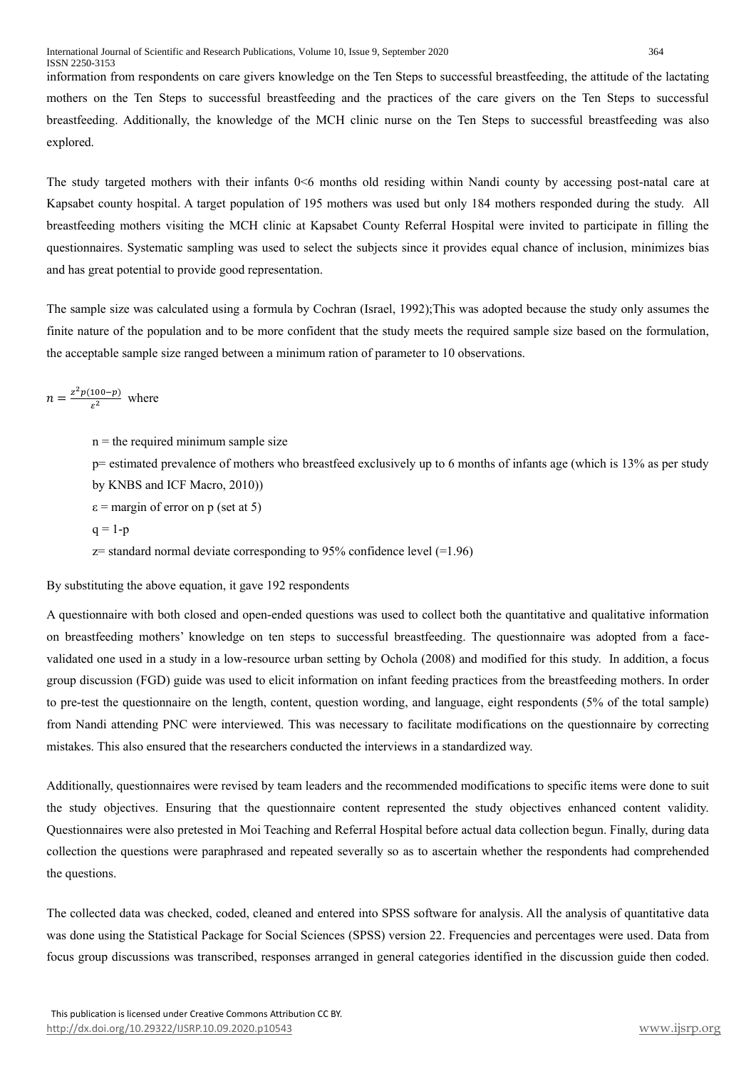information from respondents on care givers knowledge on the Ten Steps to successful breastfeeding, the attitude of the lactating mothers on the Ten Steps to successful breastfeeding and the practices of the care givers on the Ten Steps to successful breastfeeding. Additionally, the knowledge of the MCH clinic nurse on the Ten Steps to successful breastfeeding was also explored.

The study targeted mothers with their infants 0<6 months old residing within Nandi county by accessing post-natal care at Kapsabet county hospital. A target population of 195 mothers was used but only 184 mothers responded during the study. All breastfeeding mothers visiting the MCH clinic at Kapsabet County Referral Hospital were invited to participate in filling the questionnaires. Systematic sampling was used to select the subjects since it provides equal chance of inclusion, minimizes bias and has great potential to provide good representation.

The sample size was calculated using a formula by Cochran (Israel, 1992);This was adopted because the study only assumes the finite nature of the population and to be more confident that the study meets the required sample size based on the formulation, the acceptable sample size ranged between a minimum ration of parameter to 10 observations.

$n = \frac{z^2 p(100-p)}{\varepsilon^2}$ where

- n = the required minimum sample size
- p= estimated prevalence of mothers who breastfeed exclusively up to 6 months of infants age (which is 13% as per study by KNBS and ICF Macro, 2010))
- $\varepsilon$ = margin of error on p (set at 5)
- q = 1-p
- z= standard normal deviate corresponding to 95% confidence level (=1.96)

By substituting the above equation, it gave 192 respondents

A questionnaire with both closed and open-ended questions was used to collect both the quantitative and qualitative information on breastfeeding mothers' knowledge on ten steps to successful breastfeeding. The questionnaire was adopted from a face-validated one used in a study in a low-resource urban setting by Ochola (2008) and modified for this study. In addition, a focus group discussion (FGD) guide was used to elicit information on infant feeding practices from the breastfeeding mothers. In order to pre-test the questionnaire on the length, content, question wording, and language, eight respondents (5% of the total sample) from Nandi attending PNC were interviewed. This was necessary to facilitate modifications on the questionnaire by correcting mistakes. This also ensured that the researchers conducted the interviews in a standardized way.

Additionally, questionnaires were revised by team leaders and the recommended modifications to specific items were done to suit the study objectives. Ensuring that the questionnaire content represented the study objectives enhanced content validity. Questionnaires were also pretested in Moi Teaching and Referral Hospital before actual data collection begun. Finally, during data collection the questions were paraphrased and repeated severally so as to ascertain whether the respondents had comprehended the questions.

The collected data was checked, coded, cleaned and entered into SPSS software for analysis. All the analysis of quantitative data was done using the Statistical Package for Social Sciences (SPSS) version 22. Frequencies and percentages were used. Data from focus group discussions was transcribed, responses arranged in general categories identified in the discussion guide then coded.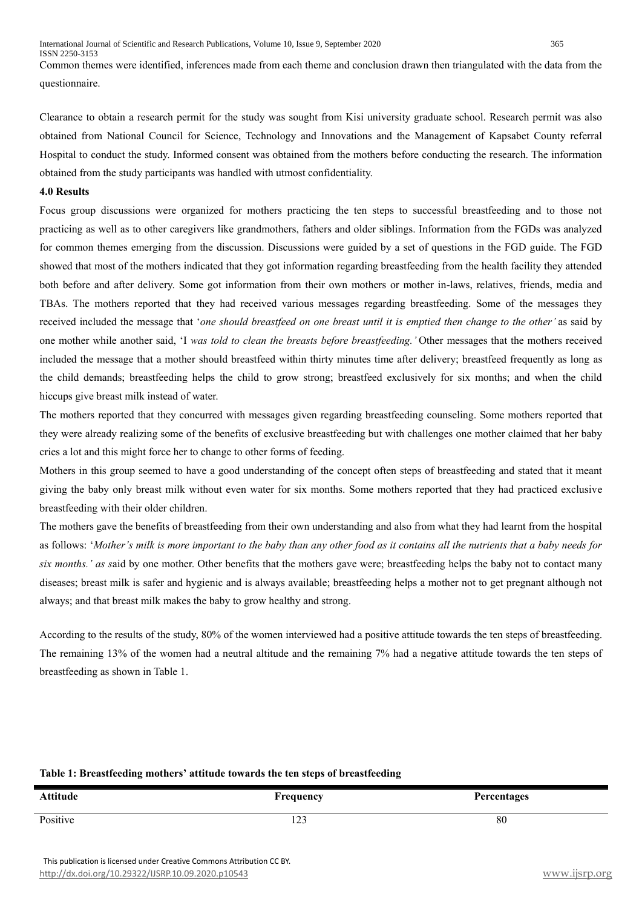Common themes were identified, inferences made from each theme and conclusion drawn then triangulated with the data from the questionnaire.

Clearance to obtain a research permit for the study was sought from Kisi university graduate school. Research permit was also obtained from National Council for Science, Technology and Innovations and the Management of Kapsabet County referral Hospital to conduct the study. Informed consent was obtained from the mothers before conducting the research. The information obtained from the study participants was handled with utmost confidentiality.

**4.0 Results**

Focus group discussions were organized for mothers practicing the ten steps to successful breastfeeding and to those not practicing as well as to other caregivers like grandmothers, fathers and older siblings. Information from the FGDs was analyzed for common themes emerging from the discussion. Discussions were guided by a set of questions in the FGD guide. The FGD showed that most of the mothers indicated that they got information regarding breastfeeding from the health facility they attended both before and after delivery. Some got information from their own mothers or mother in-laws, relatives, friends, media and TBAs. The mothers reported that they had received various messages regarding breastfeeding. Some of the messages they received included the message that '*one should breastfeed on one breast until it is emptied then change to the other'* as said by one mother while another said, 'I *was told to clean the breasts before breastfeeding.'* Other messages that the mothers received included the message that a mother should breastfeed within thirty minutes time after delivery; breastfeed frequently as long as the child demands; breastfeeding helps the child to grow strong; breastfeed exclusively for six months; and when the child hiccups give breast milk instead of water.

The mothers reported that they concurred with messages given regarding breastfeeding counseling. Some mothers reported that they were already realizing some of the benefits of exclusive breastfeeding but with challenges one mother claimed that her baby cries a lot and this might force her to change to other forms of feeding.

Mothers in this group seemed to have a good understanding of the concept often steps of breastfeeding and stated that it meant giving the baby only breast milk without even water for six months. Some mothers reported that they had practiced exclusive breastfeeding with their older children.

The mothers gave the benefits of breastfeeding from their own understanding and also from what they had learnt from the hospital as follows: '*Mother's milk is more important to the baby than any other food as it contains all the nutrients that a baby needs for six months.' as s*aid by one mother. Other benefits that the mothers gave were; breastfeeding helps the baby not to contact many diseases; breast milk is safer and hygienic and is always available; breastfeeding helps a mother not to get pregnant although not always; and that breast milk makes the baby to grow healthy and strong.

According to the results of the study, 80% of the women interviewed had a positive attitude towards the ten steps of breastfeeding. The remaining 13% of the women had a neutral altitude and the remaining 7% had a negative attitude towards the ten steps of breastfeeding as shown in Table 1.

**Table 1: Breastfeeding mothers' attitude towards the ten steps of breastfeeding**

| Attitude | Frequency | Percentages |
|---|---|---|
| Positive | 123 | 80 |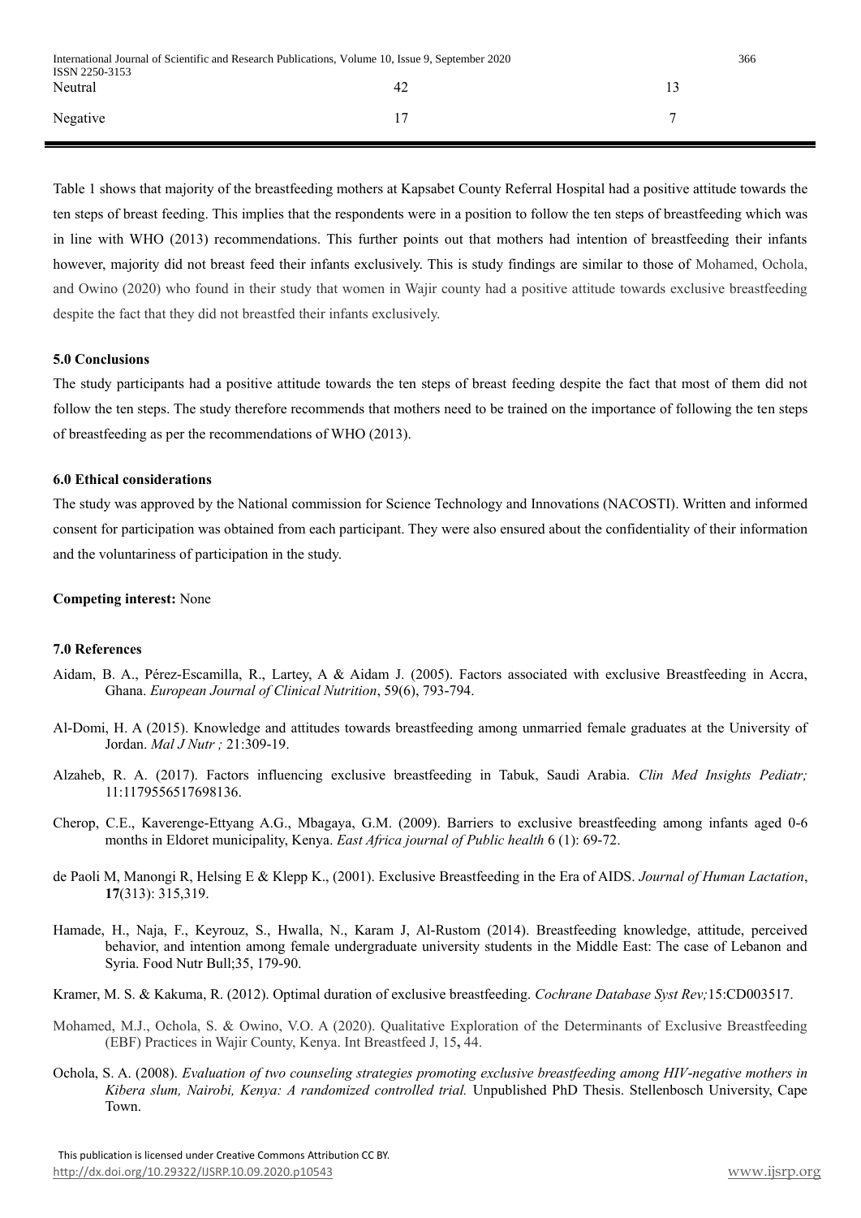| Neutral | 42 | 13 |
|---|---|---|
| Negative | 17 | 7 |

Table 1 shows that majority of the breastfeeding mothers at Kapsabet County Referral Hospital had a positive attitude towards the ten steps of breast feeding. This implies that the respondents were in a position to follow the ten steps of breastfeeding which was in line with WHO (2013) recommendations. This further points out that mothers had intention of breastfeeding their infants however, majority did not breast feed their infants exclusively. This is study findings are similar to those of Mohamed, Ochola, and Owino (2020) who found in their study that women in Wajir county had a positive attitude towards exclusive breastfeeding despite the fact that they did not breastfed their infants exclusively.

### 5.0 Conclusions

The study participants had a positive attitude towards the ten steps of breast feeding despite the fact that most of them did not follow the ten steps. The study therefore recommends that mothers need to be trained on the importance of following the ten steps of breastfeeding as per the recommendations of WHO (2013).

### 6.0 Ethical considerations

The study was approved by the National commission for Science Technology and Innovations (NACOSTI). Written and informed consent for participation was obtained from each participant. They were also ensured about the confidentiality of their information and the voluntariness of participation in the study.

**Competing interest:** None

### 7.0 References

Aidam, B. A., Pérez-Escamilla, R., Lartey, A & Aidam J. (2005). Factors associated with exclusive Breastfeeding in Accra, Ghana. *European Journal of Clinical Nutrition*, 59(6), 793-794.

Al-Domi, H. A (2015). Knowledge and attitudes towards breastfeeding among unmarried female graduates at the University of Jordan. *Mal J Nutr ;* 21:309-19.

Alzaheb, R. A. (2017). Factors influencing exclusive breastfeeding in Tabuk, Saudi Arabia. *Clin Med Insights Pediatr;* 11:1179556517698136.

Cherop, C.E., Kaverenge-Ettyang A.G., Mbagaya, G.M. (2009). Barriers to exclusive breastfeeding among infants aged 0-6 months in Eldoret municipality, Kenya. *East Africa journal of Public health* 6 (1): 69-72.

de Paoli M, Manongi R, Helsing E & Klepp K., (2001). Exclusive Breastfeeding in the Era of AIDS. *Journal of Human Lactation*, **17**(313): 315,319.

Hamade, H., Naja, F., Keyrouz, S., Hwalla, N., Karam J, Al-Rustom (2014). Breastfeeding knowledge, attitude, perceived behavior, and intention among female undergraduate university students in the Middle East: The case of Lebanon and Syria. Food Nutr Bull;35, 179-90.

Kramer, M. S. & Kakuma, R. (2012). Optimal duration of exclusive breastfeeding. *Cochrane Database Syst Rev;*15:CD003517.

Mohamed, M.J., Ochola, S. & Owino, V.O. A (2020). Qualitative Exploration of the Determinants of Exclusive Breastfeeding (EBF) Practices in Wajir County, Kenya. Int Breastfeed J, 15**,** 44.

Ochola, S. A. (2008). *Evaluation of two counseling strategies promoting exclusive breastfeeding among HIV-negative mothers in Kibera slum, Nairobi, Kenya: A randomized controlled trial.* Unpublished PhD Thesis. Stellenbosch University, Cape Town.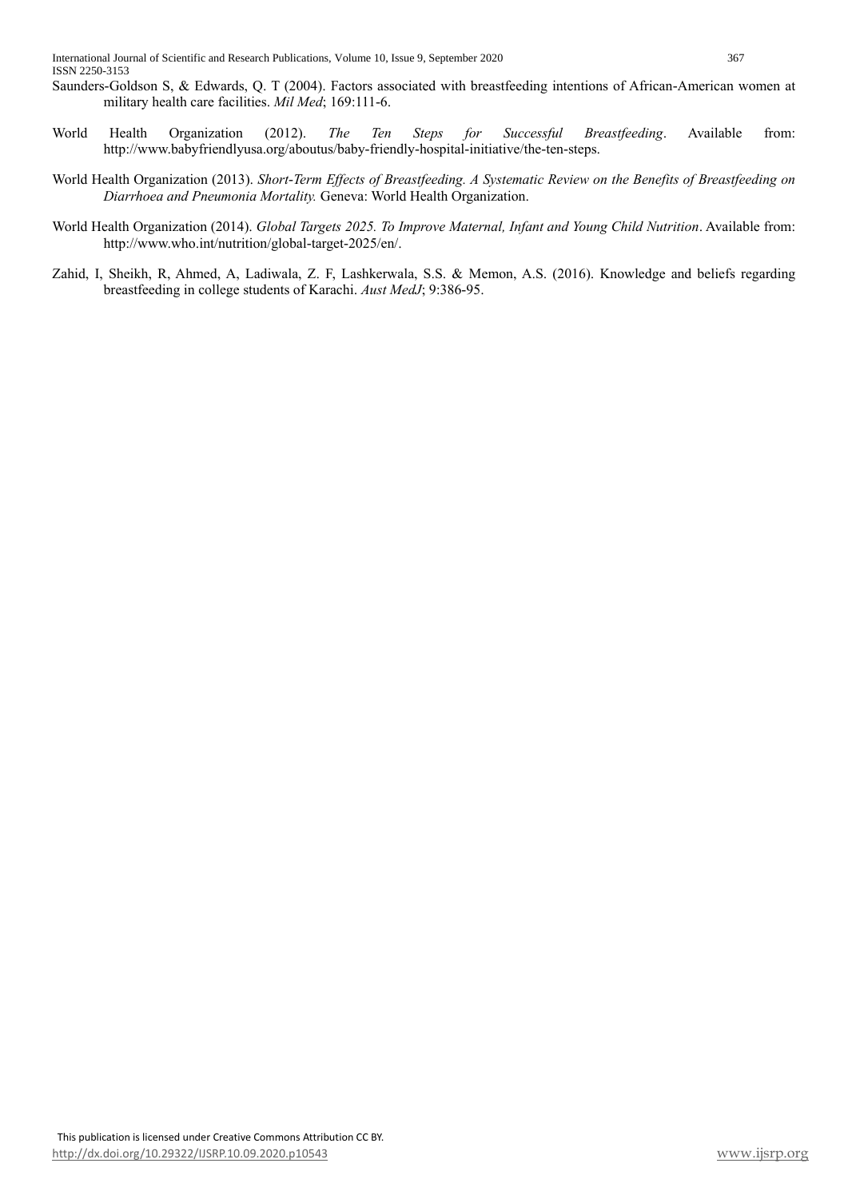Saunders-Goldson S, & Edwards, Q. T (2004). Factors associated with breastfeeding intentions of African-American women at military health care facilities. *Mil Med*; 169:111-6.

World Health Organization (2012). *The Ten Steps for Successful Breastfeeding*. Available from: http://www.babyfriendlyusa.org/aboutus/baby-friendly-hospital-initiative/the-ten-steps.

World Health Organization (2013). *Short-Term Effects of Breastfeeding. A Systematic Review on the Benefits of Breastfeeding on Diarrhoea and Pneumonia Mortality.* Geneva: World Health Organization.

World Health Organization (2014). *Global Targets 2025. To Improve Maternal, Infant and Young Child Nutrition*. Available from: http://www.who.int/nutrition/global-target-2025/en/.

Zahid, I, Sheikh, R, Ahmed, A, Ladiwala, Z. F, Lashkerwala, S.S. & Memon, A.S. (2016). Knowledge and beliefs regarding breastfeeding in college students of Karachi. *Aust MedJ*; 9:386-95.